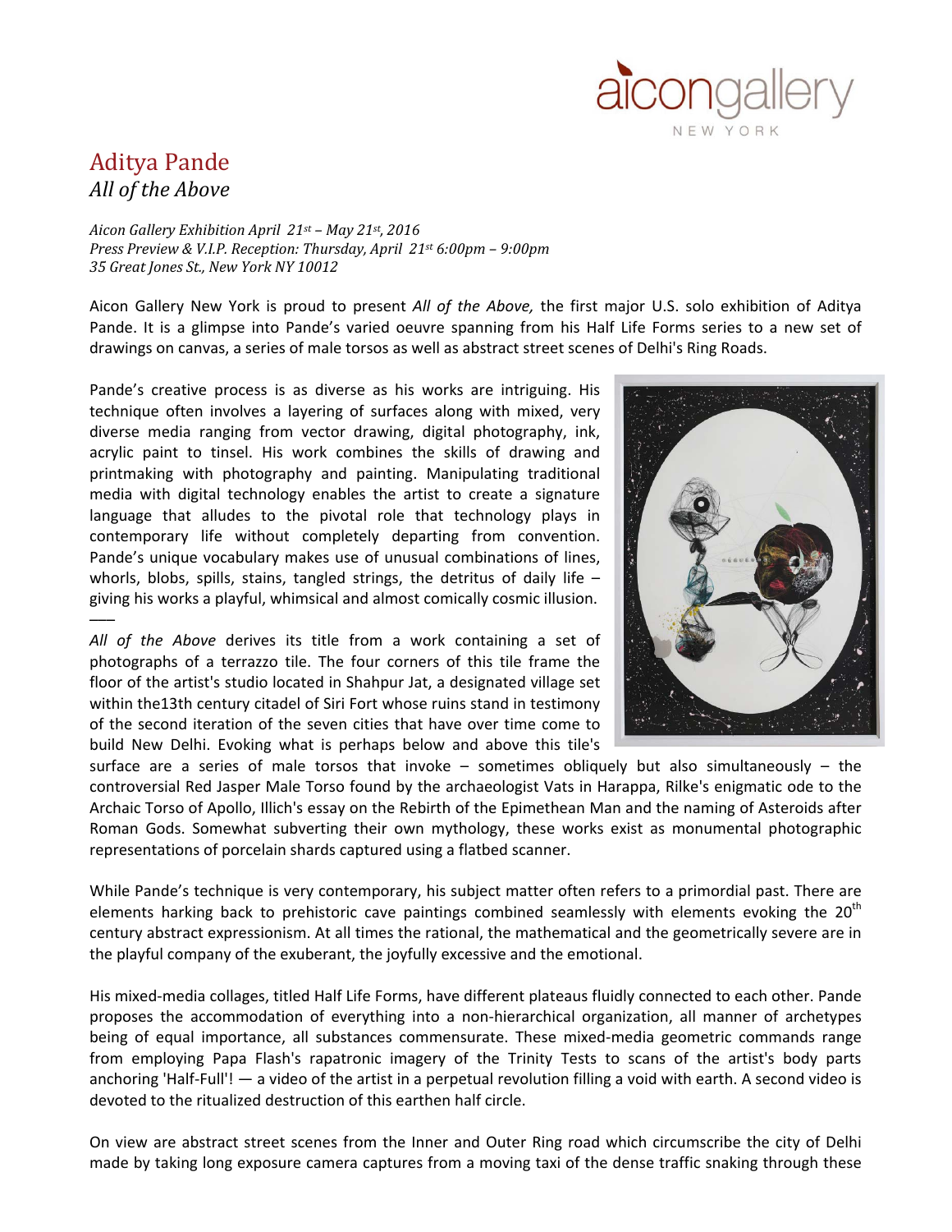# Aditya Pande
## *All of the Above*

*Aicon Gallery Exhibition April 21st – May 21st, 2016*
*Press Preview & V.I.P. Reception: Thursday, April 21st 6:00pm – 9:00pm*
*35 Great Jones St., New York NY 10012*

Aicon Gallery New York is proud to present *All of the Above,* the first major U.S. solo exhibition of Aditya Pande. It is a glimpse into Pande's varied oeuvre spanning from his Half Life Forms series to a new set of drawings on canvas, a series of male torsos as well as abstract street scenes of Delhi's Ring Roads.

Pande's creative process is as diverse as his works are intriguing. His technique often involves a layering of surfaces along with mixed, very diverse media ranging from vector drawing, digital photography, ink, acrylic paint to tinsel. His work combines the skills of drawing and printmaking with photography and painting. Manipulating traditional media with digital technology enables the artist to create a signature language that alludes to the pivotal role that technology plays in contemporary life without completely departing from convention. Pande's unique vocabulary makes use of unusual combinations of lines, whorls, blobs, spills, stains, tangled strings, the detritus of daily life – giving his works a playful, whimsical and almost comically cosmic illusion.

––

*All of the Above* derives its title from a work containing a set of photographs of a terrazzo tile. The four corners of this tile frame the floor of the artist's studio located in Shahpur Jat, a designated village set within the13th century citadel of Siri Fort whose ruins stand in testimony of the second iteration of the seven cities that have over time come to build New Delhi. Evoking what is perhaps below and above this tile's surface are a series of male torsos that invoke – sometimes obliquely but also simultaneously – the controversial Red Jasper Male Torso found by the archaeologist Vats in Harappa, Rilke's enigmatic ode to the Archaic Torso of Apollo, Illich's essay on the Rebirth of the Epimethean Man and the naming of Asteroids after Roman Gods. Somewhat subverting their own mythology, these works exist as monumental photographic representations of porcelain shards captured using a flatbed scanner.

While Pande's technique is very contemporary, his subject matter often refers to a primordial past. There are elements harking back to prehistoric cave paintings combined seamlessly with elements evoking the 20th century abstract expressionism. At all times the rational, the mathematical and the geometrically severe are in the playful company of the exuberant, the joyfully excessive and the emotional.

His mixed-media collages, titled Half Life Forms, have different plateaus fluidly connected to each other. Pande proposes the accommodation of everything into a non-hierarchical organization, all manner of archetypes being of equal importance, all substances commensurate. These mixed-media geometric commands range from employing Papa Flash's rapatronic imagery of the Trinity Tests to scans of the artist's body parts anchoring 'Half-Full'! — a video of the artist in a perpetual revolution filling a void with earth. A second video is devoted to the ritualized destruction of this earthen half circle.

On view are abstract street scenes from the Inner and Outer Ring road which circumscribe the city of Delhi made by taking long exposure camera captures from a moving taxi of the dense traffic snaking through these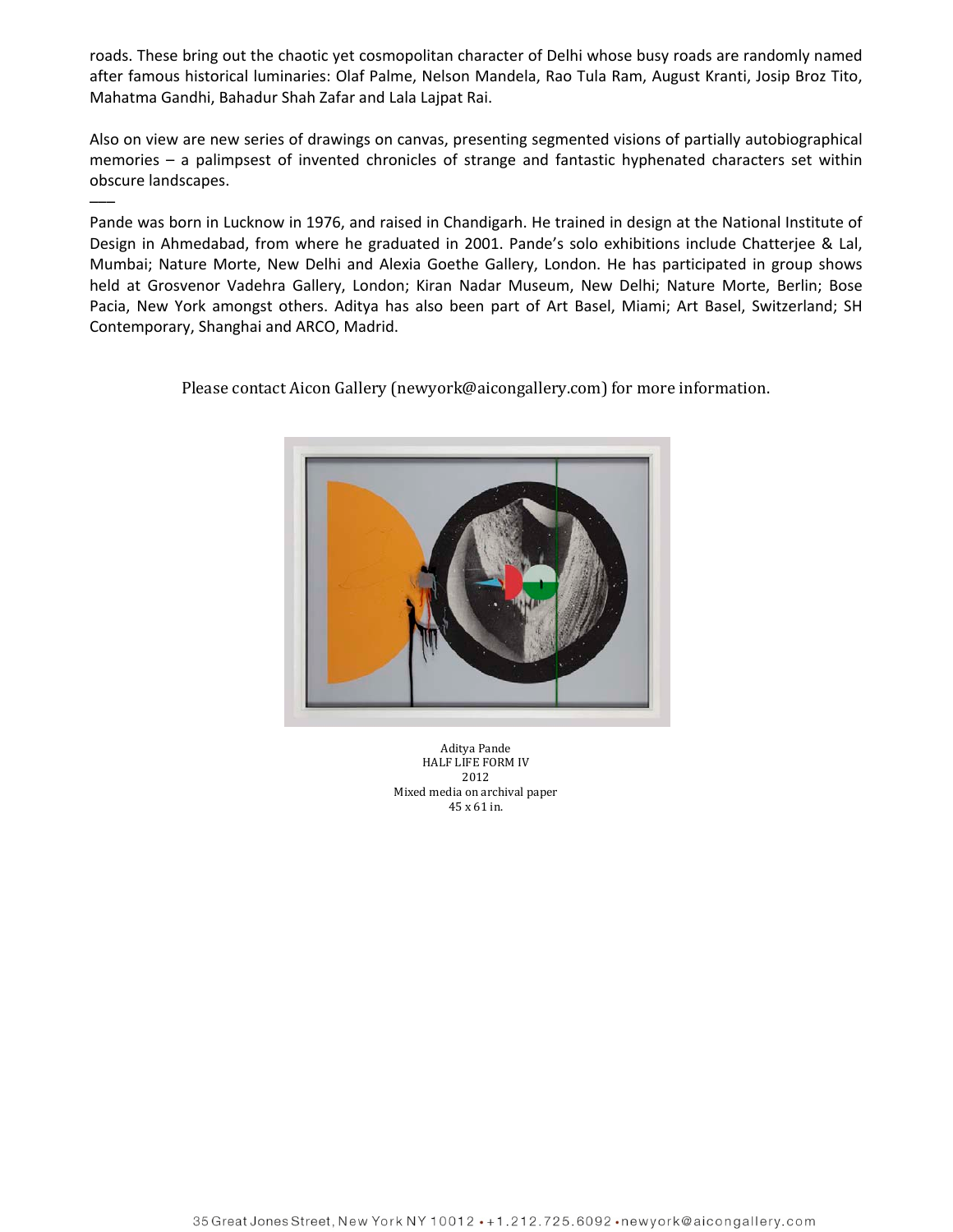roads. These bring out the chaotic yet cosmopolitan character of Delhi whose busy roads are randomly named after famous historical luminaries: Olaf Palme, Nelson Mandela, Rao Tula Ram, August Kranti, Josip Broz Tito, Mahatma Gandhi, Bahadur Shah Zafar and Lala Lajpat Rai.

Also on view are new series of drawings on canvas, presenting segmented visions of partially autobiographical memories – a palimpsest of invented chronicles of strange and fantastic hyphenated characters set within obscure landscapes.

—

Pande was born in Lucknow in 1976, and raised in Chandigarh. He trained in design at the National Institute of Design in Ahmedabad, from where he graduated in 2001. Pande's solo exhibitions include Chatterjee & Lal, Mumbai; Nature Morte, New Delhi and Alexia Goethe Gallery, London. He has participated in group shows held at Grosvenor Vadehra Gallery, London; Kiran Nadar Museum, New Delhi; Nature Morte, Berlin; Bose Pacia, New York amongst others. Aditya has also been part of Art Basel, Miami; Art Basel, Switzerland; SH Contemporary, Shanghai and ARCO, Madrid.

Please contact Aicon Gallery (newyork@aicongallery.com) for more information.

Aditya Pande
HALF LIFE FORM IV
2012
Mixed media on archival paper
45 x 61 in.

35 Great Jones Street, New York NY 10012 • +1.212.725.6092 • newyork@aicongallery.com